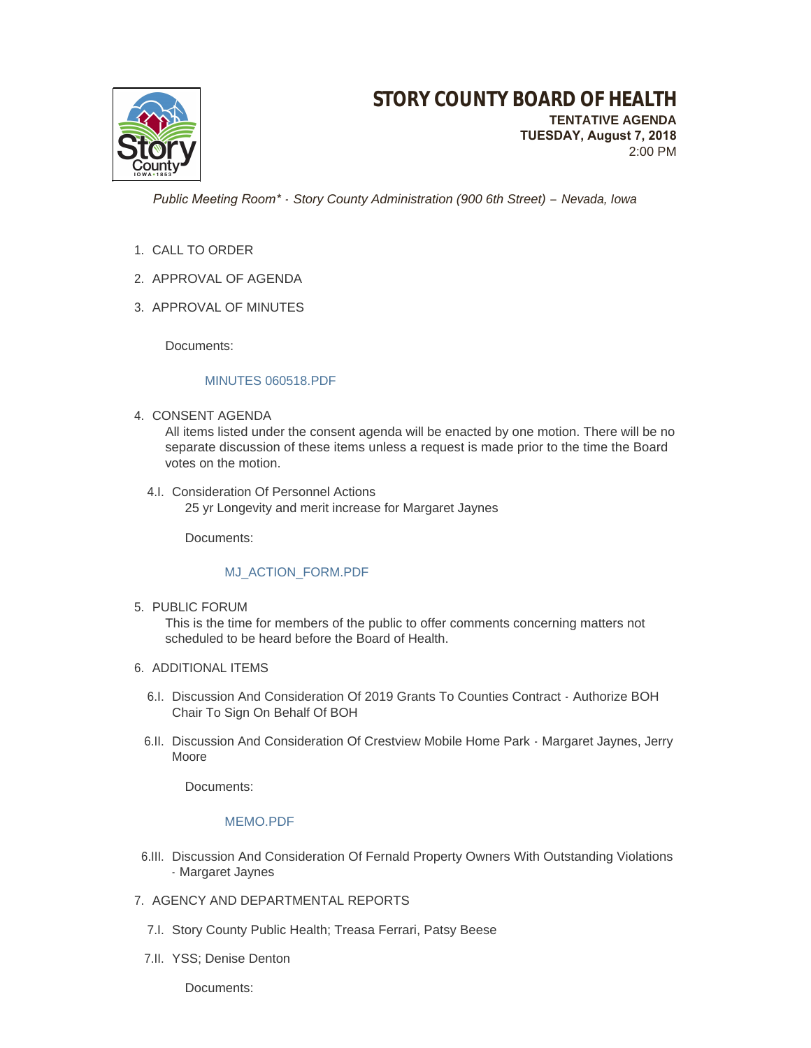# STORY COUNTY BOARD OF HEALTH

**TENTATIVE AGENDA**
**TUESDAY, August 7, 2018**
2:00 PM

*Public Meeting Room\* - Story County Administration (900 6th Street) – Nevada, Iowa*

1. CALL TO ORDER
2. APPROVAL OF AGENDA
3. APPROVAL OF MINUTES

   Documents:

   MINUTES 060518.PDF

4. CONSENT AGENDA
   All items listed under the consent agenda will be enacted by one motion. There will be no separate discussion of these items unless a request is made prior to the time the Board votes on the motion.

   4.I. Consideration Of Personnel Actions
   25 yr Longevity and merit increase for Margaret Jaynes

   Documents:

   MJ_ACTION_FORM.PDF

5. PUBLIC FORUM
   This is the time for members of the public to offer comments concerning matters not scheduled to be heard before the Board of Health.

6. ADDITIONAL ITEMS

   6.I. Discussion And Consideration Of 2019 Grants To Counties Contract - Authorize BOH Chair To Sign On Behalf Of BOH

   6.II. Discussion And Consideration Of Crestview Mobile Home Park - Margaret Jaynes, Jerry Moore

   Documents:

   MEMO.PDF

   6.III. Discussion And Consideration Of Fernald Property Owners With Outstanding Violations - Margaret Jaynes

7. AGENCY AND DEPARTMENTAL REPORTS

   7.I. Story County Public Health; Treasa Ferrari, Patsy Beese

   7.II. YSS; Denise Denton

   Documents: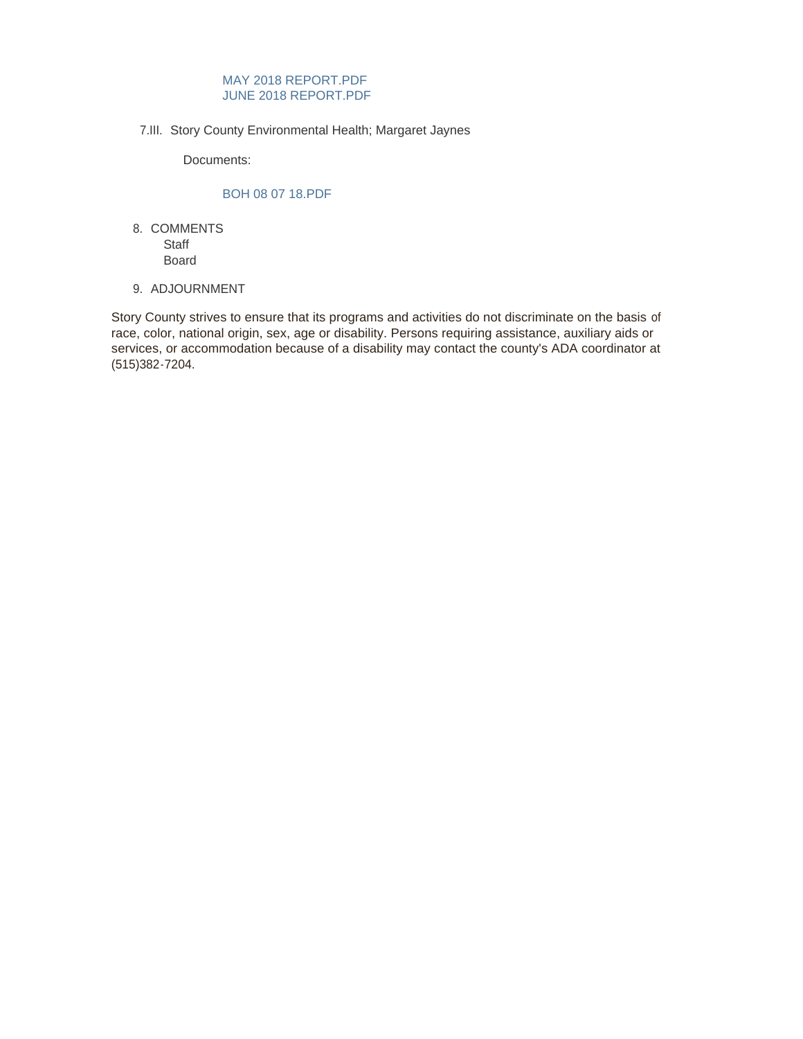MAY 2018 REPORT.PDF
JUNE 2018 REPORT.PDF

7.III. Story County Environmental Health; Margaret Jaynes

Documents:

BOH 08 07 18.PDF

8. COMMENTS
   - Staff
   - Board

9. ADJOURNMENT

Story County strives to ensure that its programs and activities do not discriminate on the basis of race, color, national origin, sex, age or disability. Persons requiring assistance, auxiliary aids or services, or accommodation because of a disability may contact the county's ADA coordinator at (515)382-7204.